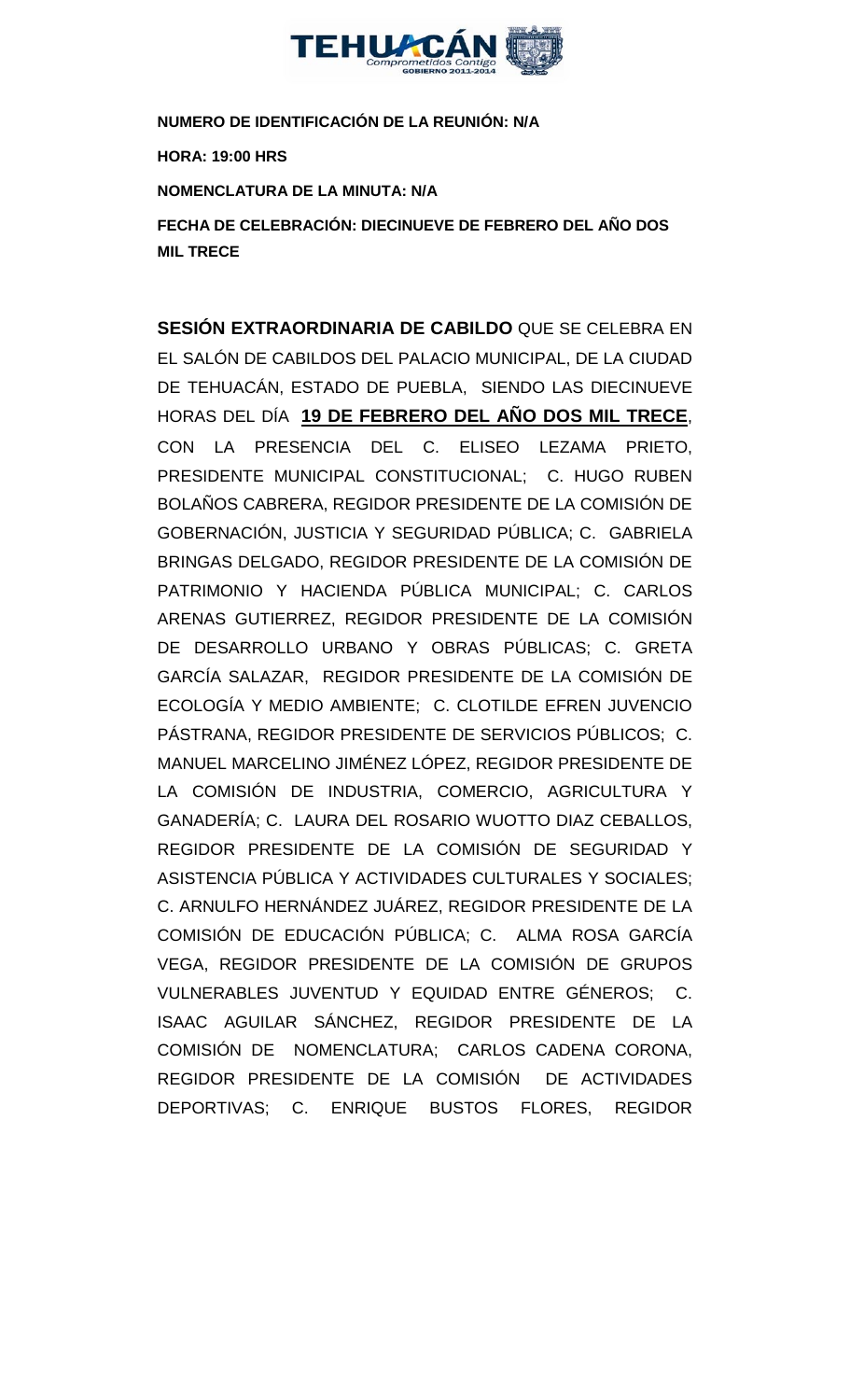**NUMERO DE IDENTIFICACIÓN DE LA REUNIÓN: N/A**

**HORA: 19:00 HRS**

**NOMENCLATURA DE LA MINUTA: N/A**

**FECHA DE CELEBRACIÓN: DIECINUEVE DE FEBRERO DEL AÑO DOS MIL TRECE**

**SESIÓN EXTRAORDINARIA DE CABILDO** QUE SE CELEBRA EN EL SALÓN DE CABILDOS DEL PALACIO MUNICIPAL, DE LA CIUDAD DE TEHUACÁN, ESTADO DE PUEBLA, SIENDO LAS DIECINUEVE HORAS DEL DÍA **19 DE FEBRERO DEL AÑO DOS MIL TRECE**, CON LA PRESENCIA DEL C. ELISEO LEZAMA PRIETO, PRESIDENTE MUNICIPAL CONSTITUCIONAL; C. HUGO RUBEN BOLAÑOS CABRERA, REGIDOR PRESIDENTE DE LA COMISIÓN DE GOBERNACIÓN, JUSTICIA Y SEGURIDAD PÚBLICA; C. GABRIELA BRINGAS DELGADO, REGIDOR PRESIDENTE DE LA COMISIÓN DE PATRIMONIO Y HACIENDA PÚBLICA MUNICIPAL; C. CARLOS ARENAS GUTIERREZ, REGIDOR PRESIDENTE DE LA COMISIÓN DE DESARROLLO URBANO Y OBRAS PÚBLICAS; C. GRETA GARCÍA SALAZAR, REGIDOR PRESIDENTE DE LA COMISIÓN DE ECOLOGÍA Y MEDIO AMBIENTE; C. CLOTILDE EFREN JUVENCIO PÁSTRANA, REGIDOR PRESIDENTE DE SERVICIOS PÚBLICOS; C. MANUEL MARCELINO JIMÉNEZ LÓPEZ, REGIDOR PRESIDENTE DE LA COMISIÓN DE INDUSTRIA, COMERCIO, AGRICULTURA Y GANADERÍA; C. LAURA DEL ROSARIO WUOTTO DIAZ CEBALLOS, REGIDOR PRESIDENTE DE LA COMISIÓN DE SEGURIDAD Y ASISTENCIA PÚBLICA Y ACTIVIDADES CULTURALES Y SOCIALES; C. ARNULFO HERNÁNDEZ JUÁREZ, REGIDOR PRESIDENTE DE LA COMISIÓN DE EDUCACIÓN PÚBLICA; C. ALMA ROSA GARCÍA VEGA, REGIDOR PRESIDENTE DE LA COMISIÓN DE GRUPOS VULNERABLES JUVENTUD Y EQUIDAD ENTRE GÉNEROS; C. ISAAC AGUILAR SÁNCHEZ, REGIDOR PRESIDENTE DE LA COMISIÓN DE NOMENCLATURA; CARLOS CADENA CORONA, REGIDOR PRESIDENTE DE LA COMISIÓN DE ACTIVIDADES DEPORTIVAS; C. ENRIQUE BUSTOS FLORES, REGIDOR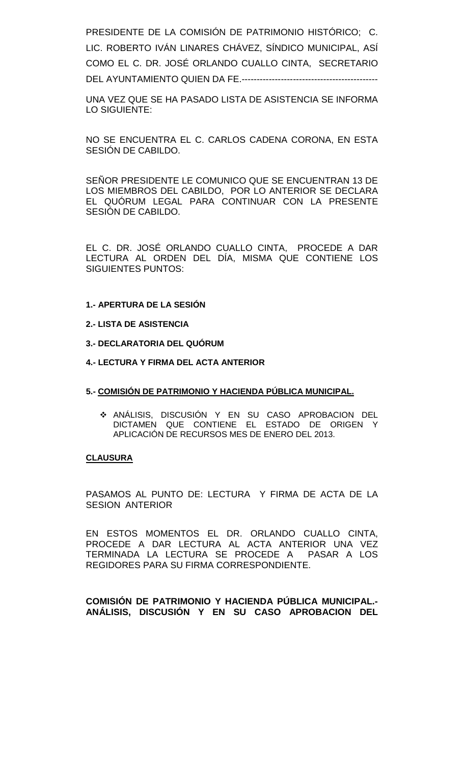PRESIDENTE DE LA COMISIÓN DE PATRIMONIO HISTÓRICO; C. LIC. ROBERTO IVÁN LINARES CHÁVEZ, SÍNDICO MUNICIPAL, ASÍ COMO EL C. DR. JOSÉ ORLANDO CUALLO CINTA, SECRETARIO DEL AYUNTAMIENTO QUIEN DA FE.---------------------------------------------

UNA VEZ QUE SE HA PASADO LISTA DE ASISTENCIA SE INFORMA LO SIGUIENTE:

NO SE ENCUENTRA EL C. CARLOS CADENA CORONA, EN ESTA SESIÓN DE CABILDO.

SEÑOR PRESIDENTE LE COMUNICO QUE SE ENCUENTRAN 13 DE LOS MIEMBROS DEL CABILDO, POR LO ANTERIOR SE DECLARA EL QUÓRUM LEGAL PARA CONTINUAR CON LA PRESENTE SESIÓN DE CABILDO.

EL C. DR. JOSÉ ORLANDO CUALLO CINTA, PROCEDE A DAR LECTURA AL ORDEN DEL DÍA, MISMA QUE CONTIENE LOS SIGUIENTES PUNTOS:

**1.- APERTURA DE LA SESIÓN**

**2.- LISTA DE ASISTENCIA**

**3.- DECLARATORIA DEL QUÓRUM**

**4.- LECTURA Y FIRMA DEL ACTA ANTERIOR**

**5.- COMISIÓN DE PATRIMONIO Y HACIENDA PÚBLICA MUNICIPAL.**

- ANÁLISIS, DISCUSIÓN Y EN SU CASO APROBACION DEL DICTAMEN QUE CONTIENE EL ESTADO DE ORIGEN Y APLICACIÓN DE RECURSOS MES DE ENERO DEL 2013.

**CLAUSURA**

PASAMOS AL PUNTO DE: LECTURA Y FIRMA DE ACTA DE LA SESION ANTERIOR

EN ESTOS MOMENTOS EL DR. ORLANDO CUALLO CINTA, PROCEDE A DAR LECTURA AL ACTA ANTERIOR UNA VEZ TERMINADA LA LECTURA SE PROCEDE A PASAR A LOS REGIDORES PARA SU FIRMA CORRESPONDIENTE.

**COMISIÓN DE PATRIMONIO Y HACIENDA PÚBLICA MUNICIPAL.- ANÁLISIS, DISCUSIÓN Y EN SU CASO APROBACION DEL**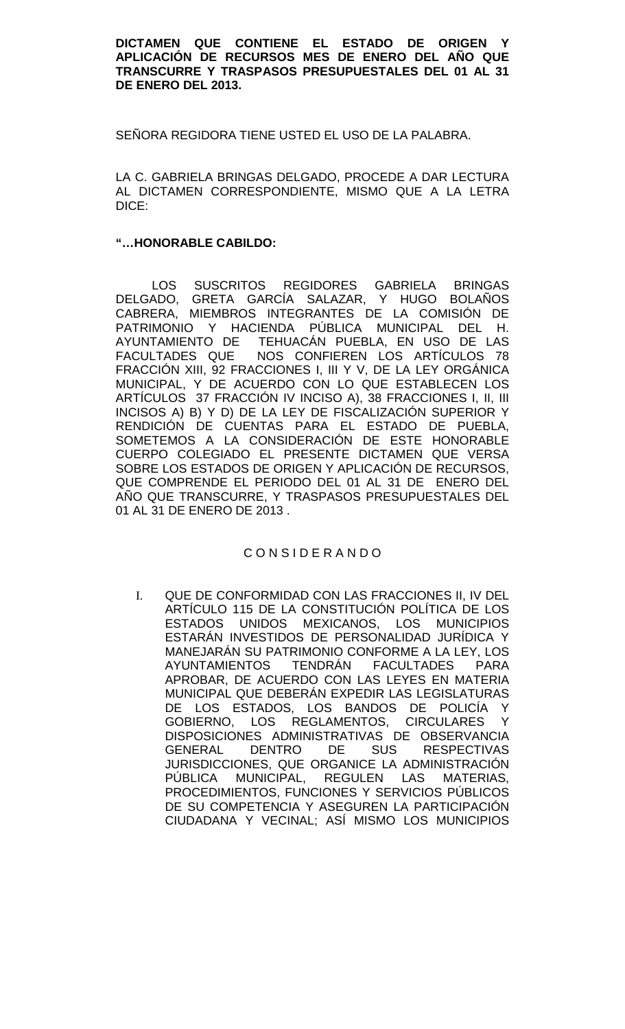**DICTAMEN QUE CONTIENE EL ESTADO DE ORIGEN Y APLICACIÓN DE RECURSOS MES DE ENERO DEL AÑO QUE TRANSCURRE Y TRASPASOS PRESUPUESTALES DEL 01 AL 31 DE ENERO DEL 2013.**

SEÑORA REGIDORA TIENE USTED EL USO DE LA PALABRA.

LA C. GABRIELA BRINGAS DELGADO, PROCEDE A DAR LECTURA AL DICTAMEN CORRESPONDIENTE, MISMO QUE A LA LETRA DICE:

**"…HONORABLE CABILDO:**

LOS SUSCRITOS REGIDORES GABRIELA BRINGAS DELGADO, GRETA GARCÍA SALAZAR, Y HUGO BOLAÑOS CABRERA, MIEMBROS INTEGRANTES DE LA COMISIÓN DE PATRIMONIO Y HACIENDA PÚBLICA MUNICIPAL DEL H. AYUNTAMIENTO DE TEHUACÁN PUEBLA, EN USO DE LAS FACULTADES QUE NOS CONFIEREN LOS ARTÍCULOS 78 FRACCIÓN XIII, 92 FRACCIONES I, III Y V, DE LA LEY ORGÁNICA MUNICIPAL, Y DE ACUERDO CON LO QUE ESTABLECEN LOS ARTÍCULOS 37 FRACCIÓN IV INCISO A), 38 FRACCIONES I, II, III INCISOS A) B) Y D) DE LA LEY DE FISCALIZACIÓN SUPERIOR Y RENDICIÓN DE CUENTAS PARA EL ESTADO DE PUEBLA, SOMETEMOS A LA CONSIDERACIÓN DE ESTE HONORABLE CUERPO COLEGIADO EL PRESENTE DICTAMEN QUE VERSA SOBRE LOS ESTADOS DE ORIGEN Y APLICACIÓN DE RECURSOS, QUE COMPRENDE EL PERIODO DEL 01 AL 31 DE ENERO DEL AÑO QUE TRANSCURRE, Y TRASPASOS PRESUPUESTALES DEL 01 AL 31 DE ENERO DE 2013 .

C O N S I D E R A N D O

I. QUE DE CONFORMIDAD CON LAS FRACCIONES II, IV DEL ARTÍCULO 115 DE LA CONSTITUCIÓN POLÍTICA DE LOS ESTADOS UNIDOS MEXICANOS, LOS MUNICIPIOS ESTARÁN INVESTIDOS DE PERSONALIDAD JURÍDICA Y MANEJARÁN SU PATRIMONIO CONFORME A LA LEY, LOS AYUNTAMIENTOS TENDRÁN FACULTADES PARA APROBAR, DE ACUERDO CON LAS LEYES EN MATERIA MUNICIPAL QUE DEBERÁN EXPEDIR LAS LEGISLATURAS DE LOS ESTADOS, LOS BANDOS DE POLICÍA Y GOBIERNO, LOS REGLAMENTOS, CIRCULARES Y DISPOSICIONES ADMINISTRATIVAS DE OBSERVANCIA GENERAL DENTRO DE SUS RESPECTIVAS JURISDICCIONES, QUE ORGANICE LA ADMINISTRACIÓN PÚBLICA MUNICIPAL, REGULEN LAS MATERIAS, PROCEDIMIENTOS, FUNCIONES Y SERVICIOS PÚBLICOS DE SU COMPETENCIA Y ASEGUREN LA PARTICIPACIÓN CIUDADANA Y VECINAL; ASÍ MISMO LOS MUNICIPIOS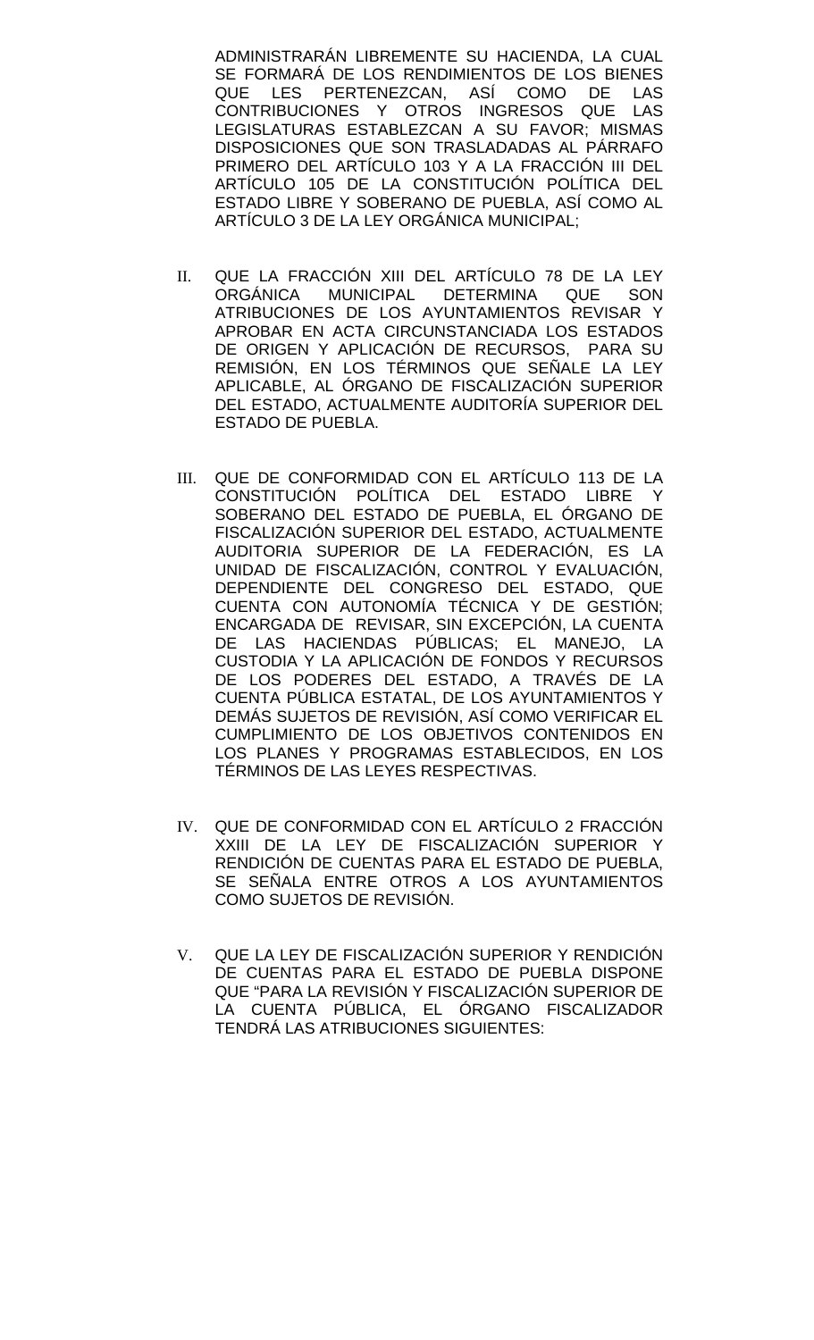ADMINISTRARÁN LIBREMENTE SU HACIENDA, LA CUAL SE FORMARÁ DE LOS RENDIMIENTOS DE LOS BIENES QUE LES PERTENEZCAN, ASÍ COMO DE LAS CONTRIBUCIONES Y OTROS INGRESOS QUE LAS LEGISLATURAS ESTABLEZCAN A SU FAVOR; MISMAS DISPOSICIONES QUE SON TRASLADADAS AL PÁRRAFO PRIMERO DEL ARTÍCULO 103 Y A LA FRACCIÓN III DEL ARTÍCULO 105 DE LA CONSTITUCIÓN POLÍTICA DEL ESTADO LIBRE Y SOBERANO DE PUEBLA, ASÍ COMO AL ARTÍCULO 3 DE LA LEY ORGÁNICA MUNICIPAL;

II. QUE LA FRACCIÓN XIII DEL ARTÍCULO 78 DE LA LEY ORGÁNICA MUNICIPAL DETERMINA QUE SON ATRIBUCIONES DE LOS AYUNTAMIENTOS REVISAR Y APROBAR EN ACTA CIRCUNSTANCIADA LOS ESTADOS DE ORIGEN Y APLICACIÓN DE RECURSOS, PARA SU REMISIÓN, EN LOS TÉRMINOS QUE SEÑALE LA LEY APLICABLE, AL ÓRGANO DE FISCALIZACIÓN SUPERIOR DEL ESTADO, ACTUALMENTE AUDITORÍA SUPERIOR DEL ESTADO DE PUEBLA.

III. QUE DE CONFORMIDAD CON EL ARTÍCULO 113 DE LA CONSTITUCIÓN POLÍTICA DEL ESTADO LIBRE Y SOBERANO DEL ESTADO DE PUEBLA, EL ÓRGANO DE FISCALIZACIÓN SUPERIOR DEL ESTADO, ACTUALMENTE AUDITORIA SUPERIOR DE LA FEDERACIÓN, ES LA UNIDAD DE FISCALIZACIÓN, CONTROL Y EVALUACIÓN, DEPENDIENTE DEL CONGRESO DEL ESTADO, QUE CUENTA CON AUTONOMÍA TÉCNICA Y DE GESTIÓN; ENCARGADA DE REVISAR, SIN EXCEPCIÓN, LA CUENTA DE LAS HACIENDAS PÚBLICAS; EL MANEJO, LA CUSTODIA Y LA APLICACIÓN DE FONDOS Y RECURSOS DE LOS PODERES DEL ESTADO, A TRAVÉS DE LA CUENTA PÚBLICA ESTATAL, DE LOS AYUNTAMIENTOS Y DEMÁS SUJETOS DE REVISIÓN, ASÍ COMO VERIFICAR EL CUMPLIMIENTO DE LOS OBJETIVOS CONTENIDOS EN LOS PLANES Y PROGRAMAS ESTABLECIDOS, EN LOS TÉRMINOS DE LAS LEYES RESPECTIVAS.

IV. QUE DE CONFORMIDAD CON EL ARTÍCULO 2 FRACCIÓN XXIII DE LA LEY DE FISCALIZACIÓN SUPERIOR Y RENDICIÓN DE CUENTAS PARA EL ESTADO DE PUEBLA, SE SEÑALA ENTRE OTROS A LOS AYUNTAMIENTOS COMO SUJETOS DE REVISIÓN.

V. QUE LA LEY DE FISCALIZACIÓN SUPERIOR Y RENDICIÓN DE CUENTAS PARA EL ESTADO DE PUEBLA DISPONE QUE "PARA LA REVISIÓN Y FISCALIZACIÓN SUPERIOR DE LA CUENTA PÚBLICA, EL ÓRGANO FISCALIZADOR TENDRÁ LAS ATRIBUCIONES SIGUIENTES: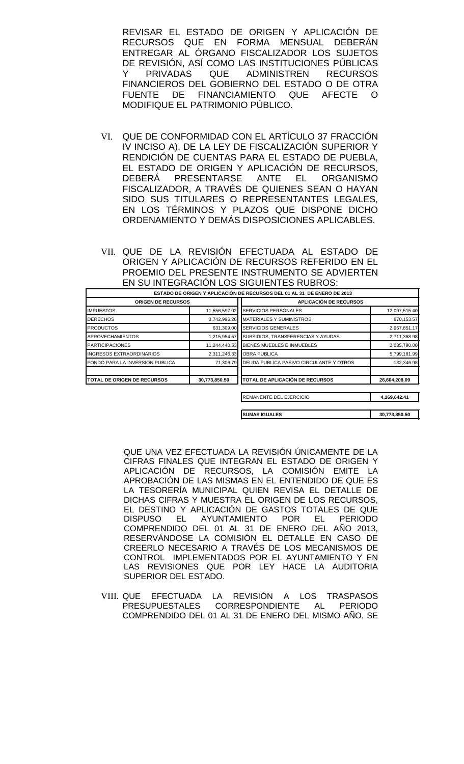REVISAR EL ESTADO DE ORIGEN Y APLICACIÓN DE RECURSOS QUE EN FORMA MENSUAL DEBERÁN ENTREGAR AL ÓRGANO FISCALIZADOR LOS SUJETOS DE REVISIÓN, ASÍ COMO LAS INSTITUCIONES PÚBLICAS Y PRIVADAS QUE ADMINISTREN RECURSOS FINANCIEROS DEL GOBIERNO DEL ESTADO O DE OTRA FUENTE DE FINANCIAMIENTO QUE AFECTE O MODIFIQUE EL PATRIMONIO PÚBLICO.

VI. QUE DE CONFORMIDAD CON EL ARTÍCULO 37 FRACCIÓN IV INCISO A), DE LA LEY DE FISCALIZACIÓN SUPERIOR Y RENDICIÓN DE CUENTAS PARA EL ESTADO DE PUEBLA, EL ESTADO DE ORIGEN Y APLICACIÓN DE RECURSOS, DEBERÁ PRESENTARSE ANTE EL ORGANISMO FISCALIZADOR, A TRAVÉS DE QUIENES SEAN O HAYAN SIDO SUS TITULARES O REPRESENTANTES LEGALES, EN LOS TÉRMINOS Y PLAZOS QUE DISPONE DICHO ORDENAMIENTO Y DEMÁS DISPOSICIONES APLICABLES.

VII. QUE DE LA REVISIÓN EFECTUADA AL ESTADO DE ORIGEN Y APLICACIÓN DE RECURSOS REFERIDO EN EL PROEMIO DEL PRESENTE INSTRUMENTO SE ADVIERTEN EN SU INTEGRACIÓN LOS SIGUIENTES RUBROS:

| ESTADO DE ORIGEN Y APLICACIÓN DE RECURSOS DEL 01 AL 31 DE ENERO DE 2013 | | | |
|---|---|---|---|
| **ORIGEN DE RECURSOS** | | **APLICACIÓN DE RECURSOS** | |
| IMPUESTOS | 11,556,597.02 | SERVICIOS PERSONALES | 12,097,515.40 |
| DERECHOS | 3,742,996.26 | MATERIALES Y SUMINISTROS | 870,153.57 |
| PRODUCTOS | 631,309.00 | SERVICIOS GENERALES | 2,957,851.17 |
| APROVECHAMIENTOS | 1,215,954.57 | SUBSIDIOS, TRANSFERENCIAS Y AYUDAS | 2,711,368.98 |
| PARTICIPACIONES | 11,244,440.53 | BIENES MUEBLES E INMUEBLES | 2,035,790.00 |
| INGRESOS EXTRAORDINARIOS | 2,311,246.33 | OBRA PUBLICA | 5,799,181.99 |
| FONDO PARA LA INVERSION PUBLICA | 71,306.79 | DEUDA PUBLICA PASIVO CIRCULANTE Y OTROS | 132,346.98 |
| **TOTAL DE ORIGEN DE RECURSOS** | **30,773,850.50** | **TOTAL DE APLICACIÓN DE RECURSOS** | **26,604,208.09** |
| | | REMANENTE DEL EJERCICIO | **4,169,642.41** |
| | | **SUMAS IGUALES** | **30,773,850.50** |

QUE UNA VEZ EFECTUADA LA REVISIÓN ÚNICAMENTE DE LA CIFRAS FINALES QUE INTEGRAN EL ESTADO DE ORIGEN Y APLICACIÓN DE RECURSOS, LA COMISIÓN EMITE LA APROBACIÓN DE LAS MISMAS EN EL ENTENDIDO DE QUE ES LA TESORERÍA MUNICIPAL QUIEN REVISA EL DETALLE DE DICHAS CIFRAS Y MUESTRA EL ORIGEN DE LOS RECURSOS, EL DESTINO Y APLICACIÓN DE GASTOS TOTALES DE QUE DISPUSO EL AYUNTAMIENTO POR EL PERIODO COMPRENDIDO DEL 01 AL 31 DE ENERO DEL AÑO 2013, RESERVÁNDOSE LA COMISIÓN EL DETALLE EN CASO DE CREERLO NECESARIO A TRAVÉS DE LOS MECANISMOS DE CONTROL IMPLEMENTADOS POR EL AYUNTAMIENTO Y EN LAS REVISIONES QUE POR LEY HACE LA AUDITORIA SUPERIOR DEL ESTADO.

VIII. QUE EFECTUADA LA REVISIÓN A LOS TRASPASOS PRESUPUESTALES CORRESPONDIENTE AL PERIODO COMPRENDIDO DEL 01 AL 31 DE ENERO DEL MISMO AÑO, SE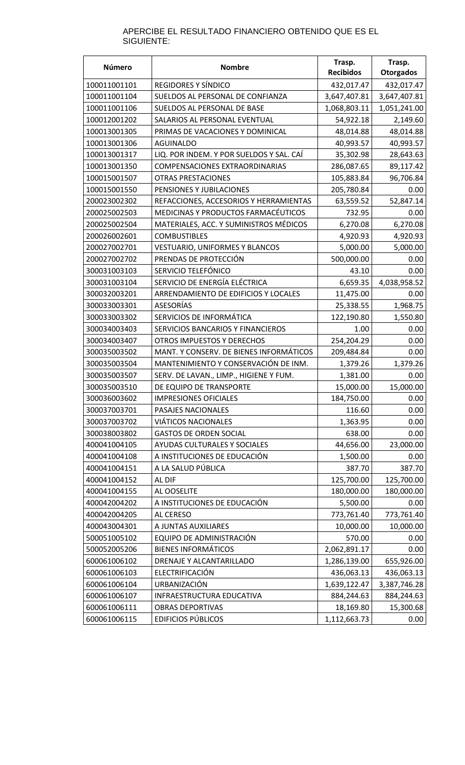APERCIBE EL RESULTADO FINANCIERO OBTENIDO QUE ES EL SIGUIENTE:

| Número | Nombre | Trasp. Recibidos | Trasp. Otorgados |
|---|---|---|---|
| 100011001101 | REGIDORES Y SÍNDICO | 432,017.47 | 432,017.47 |
| 100011001104 | SUELDOS AL PERSONAL DE CONFIANZA | 3,647,407.81 | 3,647,407.81 |
| 100011001106 | SUELDOS AL PERSONAL DE BASE | 1,068,803.11 | 1,051,241.00 |
| 100012001202 | SALARIOS AL PERSONAL EVENTUAL | 54,922.18 | 2,149.60 |
| 100013001305 | PRIMAS DE VACACIONES Y DOMINICAL | 48,014.88 | 48,014.88 |
| 100013001306 | AGUINALDO | 40,993.57 | 40,993.57 |
| 100013001317 | LIQ. POR INDEM. Y POR SUELDOS Y SAL. CAÍ | 35,302.98 | 28,643.63 |
| 100013001350 | COMPENSACIONES EXTRAORDINARIAS | 286,087.65 | 89,117.42 |
| 100015001507 | OTRAS PRESTACIONES | 105,883.84 | 96,706.84 |
| 100015001550 | PENSIONES Y JUBILACIONES | 205,780.84 | 0.00 |
| 200023002302 | REFACCIONES, ACCESORIOS Y HERRAMIENTAS | 63,559.52 | 52,847.14 |
| 200025002503 | MEDICINAS Y PRODUCTOS FARMACÉUTICOS | 732.95 | 0.00 |
| 200025002504 | MATERIALES, ACC. Y SUMINISTROS MÉDICOS | 6,270.08 | 6,270.08 |
| 200026002601 | COMBUSTIBLES | 4,920.93 | 4,920.93 |
| 200027002701 | VESTUARIO, UNIFORMES Y BLANCOS | 5,000.00 | 5,000.00 |
| 200027002702 | PRENDAS DE PROTECCIÓN | 500,000.00 | 0.00 |
| 300031003103 | SERVICIO TELEFÓNICO | 43.10 | 0.00 |
| 300031003104 | SERVICIO DE ENERGÍA ELÉCTRICA | 6,659.35 | 4,038,958.52 |
| 300032003201 | ARRENDAMIENTO DE EDIFICIOS Y LOCALES | 11,475.00 | 0.00 |
| 300033003301 | ASESORÍAS | 25,338.55 | 1,968.75 |
| 300033003302 | SERVICIOS DE INFORMÁTICA | 122,190.80 | 1,550.80 |
| 300034003403 | SERVICIOS BANCARIOS Y FINANCIEROS | 1.00 | 0.00 |
| 300034003407 | OTROS IMPUESTOS Y DERECHOS | 254,204.29 | 0.00 |
| 300035003502 | MANT. Y CONSERV. DE BIENES INFORMÁTICOS | 209,484.84 | 0.00 |
| 300035003504 | MANTENIMIENTO Y CONSERVACIÓN DE INM. | 1,379.26 | 1,379.26 |
| 300035003507 | SERV. DE LAVAN., LIMP., HIGIENE Y FUM. | 1,381.00 | 0.00 |
| 300035003510 | DE EQUIPO DE TRANSPORTE | 15,000.00 | 15,000.00 |
| 300036003602 | IMPRESIONES OFICIALES | 184,750.00 | 0.00 |
| 300037003701 | PASAJES NACIONALES | 116.60 | 0.00 |
| 300037003702 | VIÁTICOS NACIONALES | 1,363.95 | 0.00 |
| 300038003802 | GASTOS DE ORDEN SOCIAL | 638.00 | 0.00 |
| 400041004105 | AYUDAS CULTURALES Y SOCIALES | 44,656.00 | 23,000.00 |
| 400041004108 | A INSTITUCIONES DE EDUCACIÓN | 1,500.00 | 0.00 |
| 400041004151 | A LA SALUD PÚBLICA | 387.70 | 387.70 |
| 400041004152 | AL DIF | 125,700.00 | 125,700.00 |
| 400041004155 | AL OOSELITE | 180,000.00 | 180,000.00 |
| 400042004202 | A INSTITUCIONES DE EDUCACIÓN | 5,500.00 | 0.00 |
| 400042004205 | AL CERESO | 773,761.40 | 773,761.40 |
| 400043004301 | A JUNTAS AUXILIARES | 10,000.00 | 10,000.00 |
| 500051005102 | EQUIPO DE ADMINISTRACIÓN | 570.00 | 0.00 |
| 500052005206 | BIENES INFORMÁTICOS | 2,062,891.17 | 0.00 |
| 600061006102 | DRENAJE Y ALCANTARILLADO | 1,286,139.00 | 655,926.00 |
| 600061006103 | ELECTRIFICACIÓN | 436,063.13 | 436,063.13 |
| 600061006104 | URBANIZACIÓN | 1,639,122.47 | 3,387,746.28 |
| 600061006107 | INFRAESTRUCTURA EDUCATIVA | 884,244.63 | 884,244.63 |
| 600061006111 | OBRAS DEPORTIVAS | 18,169.80 | 15,300.68 |
| 600061006115 | EDIFICIOS PÚBLICOS | 1,112,663.73 | 0.00 |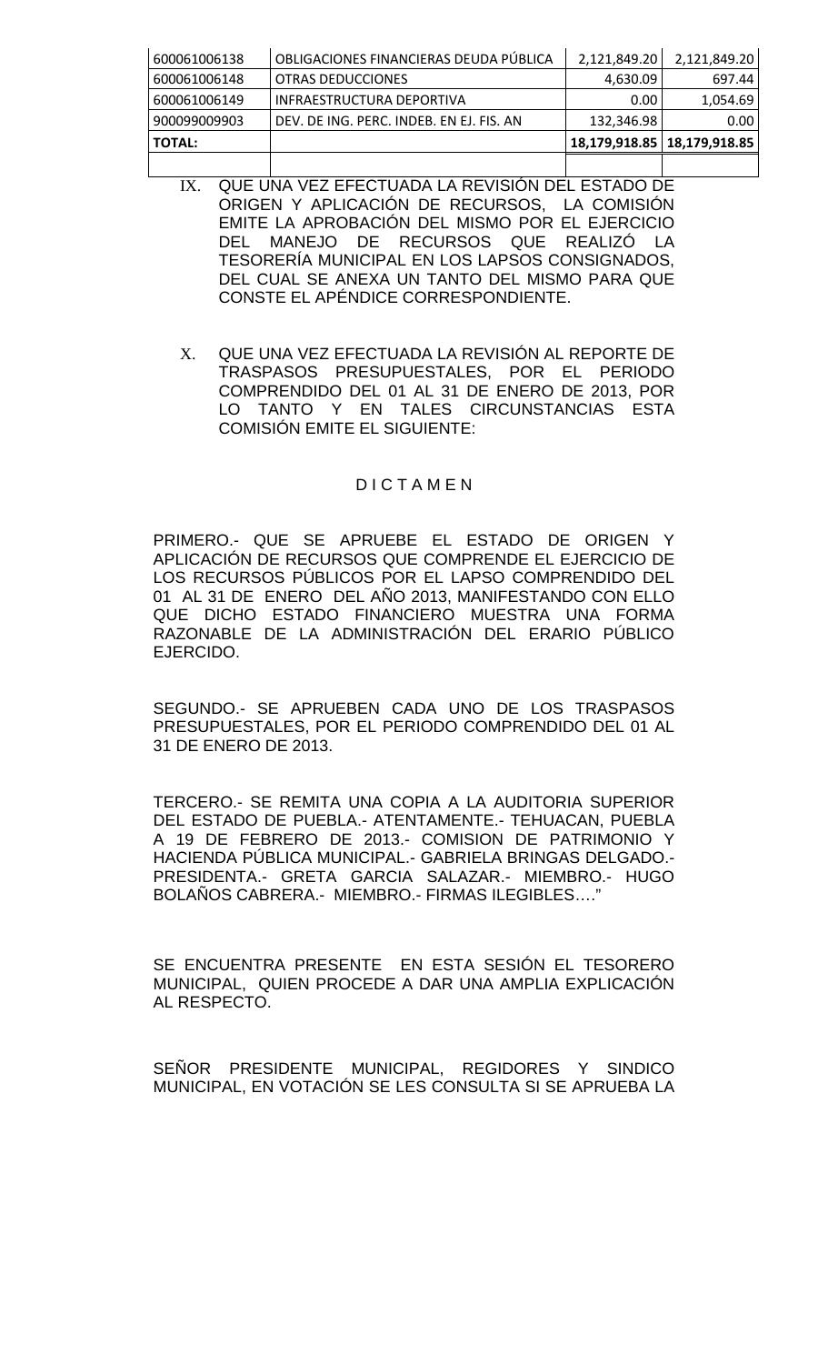| | | | |
|---|---|---|---|
| 600061006138 | OBLIGACIONES FINANCIERAS DEUDA PÚBLICA | 2,121,849.20 | 2,121,849.20 |
| 600061006148 | OTRAS DEDUCCIONES | 4,630.09 | 697.44 |
| 600061006149 | INFRAESTRUCTURA DEPORTIVA | 0.00 | 1,054.69 |
| 900099009903 | DEV. DE ING. PERC. INDEB. EN EJ. FIS. AN | 132,346.98 | 0.00 |
| **TOTAL:** | | **18,179,918.85** | **18,179,918.85** |
| | | | |

IX. QUE UNA VEZ EFECTUADA LA REVISIÓN DEL ESTADO DE ORIGEN Y APLICACIÓN DE RECURSOS, LA COMISIÓN EMITE LA APROBACIÓN DEL MISMO POR EL EJERCICIO DEL MANEJO DE RECURSOS QUE REALIZÓ LA TESORERÍA MUNICIPAL EN LOS LAPSOS CONSIGNADOS, DEL CUAL SE ANEXA UN TANTO DEL MISMO PARA QUE CONSTE EL APÉNDICE CORRESPONDIENTE.

X. QUE UNA VEZ EFECTUADA LA REVISIÓN AL REPORTE DE TRASPASOS PRESUPUESTALES, POR EL PERIODO COMPRENDIDO DEL 01 AL 31 DE ENERO DE 2013, POR LO TANTO Y EN TALES CIRCUNSTANCIAS ESTA COMISIÓN EMITE EL SIGUIENTE:

D I C T A M E N

PRIMERO.- QUE SE APRUEBE EL ESTADO DE ORIGEN Y APLICACIÓN DE RECURSOS QUE COMPRENDE EL EJERCICIO DE LOS RECURSOS PÚBLICOS POR EL LAPSO COMPRENDIDO DEL 01 AL 31 DE ENERO DEL AÑO 2013, MANIFESTANDO CON ELLO QUE DICHO ESTADO FINANCIERO MUESTRA UNA FORMA RAZONABLE DE LA ADMINISTRACIÓN DEL ERARIO PÚBLICO EJERCIDO.

SEGUNDO.- SE APRUEBEN CADA UNO DE LOS TRASPASOS PRESUPUESTALES, POR EL PERIODO COMPRENDIDO DEL 01 AL 31 DE ENERO DE 2013.

TERCERO.- SE REMITA UNA COPIA A LA AUDITORIA SUPERIOR DEL ESTADO DE PUEBLA.- ATENTAMENTE.- TEHUACAN, PUEBLA A 19 DE FEBRERO DE 2013.- COMISION DE PATRIMONIO Y HACIENDA PÚBLICA MUNICIPAL.- GABRIELA BRINGAS DELGADO.- PRESIDENTA.- GRETA GARCIA SALAZAR.- MIEMBRO.- HUGO BOLAÑOS CABRERA.- MIEMBRO.- FIRMAS ILEGIBLES…."

SE ENCUENTRA PRESENTE EN ESTA SESIÓN EL TESORERO MUNICIPAL, QUIEN PROCEDE A DAR UNA AMPLIA EXPLICACIÓN AL RESPECTO.

SEÑOR PRESIDENTE MUNICIPAL, REGIDORES Y SINDICO MUNICIPAL, EN VOTACIÓN SE LES CONSULTA SI SE APRUEBA LA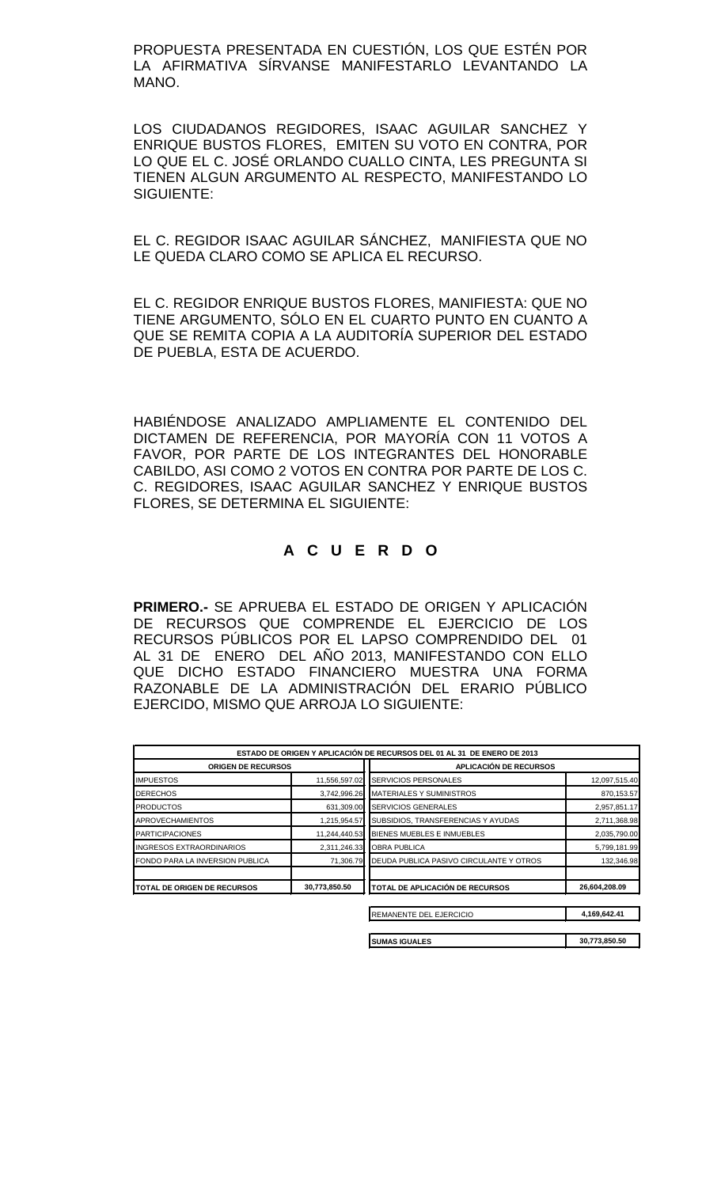PROPUESTA PRESENTADA EN CUESTIÓN, LOS QUE ESTÉN POR LA AFIRMATIVA SÍRVANSE MANIFESTARLO LEVANTANDO LA MANO.

LOS CIUDADANOS REGIDORES, ISAAC AGUILAR SANCHEZ Y ENRIQUE BUSTOS FLORES, EMITEN SU VOTO EN CONTRA, POR LO QUE EL C. JOSÉ ORLANDO CUALLO CINTA, LES PREGUNTA SI TIENEN ALGUN ARGUMENTO AL RESPECTO, MANIFESTANDO LO SIGUIENTE:

EL C. REGIDOR ISAAC AGUILAR SÁNCHEZ, MANIFIESTA QUE NO LE QUEDA CLARO COMO SE APLICA EL RECURSO.

EL C. REGIDOR ENRIQUE BUSTOS FLORES, MANIFIESTA: QUE NO TIENE ARGUMENTO, SÓLO EN EL CUARTO PUNTO EN CUANTO A QUE SE REMITA COPIA A LA AUDITORÍA SUPERIOR DEL ESTADO DE PUEBLA, ESTA DE ACUERDO.

HABIÉNDOSE ANALIZADO AMPLIAMENTE EL CONTENIDO DEL DICTAMEN DE REFERENCIA, POR MAYORÍA CON 11 VOTOS A FAVOR, POR PARTE DE LOS INTEGRANTES DEL HONORABLE CABILDO, ASI COMO 2 VOTOS EN CONTRA POR PARTE DE LOS C. C. REGIDORES, ISAAC AGUILAR SANCHEZ Y ENRIQUE BUSTOS FLORES, SE DETERMINA EL SIGUIENTE:

## A C U E R D O

**PRIMERO.-** SE APRUEBA EL ESTADO DE ORIGEN Y APLICACIÓN DE RECURSOS QUE COMPRENDE EL EJERCICIO DE LOS RECURSOS PÚBLICOS POR EL LAPSO COMPRENDIDO DEL 01 AL 31 DE ENERO DEL AÑO 2013, MANIFESTANDO CON ELLO QUE DICHO ESTADO FINANCIERO MUESTRA UNA FORMA RAZONABLE DE LA ADMINISTRACIÓN DEL ERARIO PÚBLICO EJERCIDO, MISMO QUE ARROJA LO SIGUIENTE:

| ESTADO DE ORIGEN Y APLICACIÓN DE RECURSOS DEL 01 AL 31 DE ENERO DE 2013 | | | |
|---|---|---|---|
| **ORIGEN DE RECURSOS** | | **APLICACIÓN DE RECURSOS** | |
| IMPUESTOS | 11,556,597.02 | SERVICIOS PERSONALES | 12,097,515.40 |
| DERECHOS | 3,742,996.26 | MATERIALES Y SUMINISTROS | 870,153.57 |
| PRODUCTOS | 631,309.00 | SERVICIOS GENERALES | 2,957,851.17 |
| APROVECHAMIENTOS | 1,215,954.57 | SUBSIDIOS, TRANSFERENCIAS Y AYUDAS | 2,711,368.98 |
| PARTICIPACIONES | 11,244,440.53 | BIENES MUEBLES E INMUEBLES | 2,035,790.00 |
| INGRESOS EXTRAORDINARIOS | 2,311,246.33 | OBRA PUBLICA | 5,799,181.99 |
| FONDO PARA LA INVERSION PUBLICA | 71,306.79 | DEUDA PUBLICA PASIVO CIRCULANTE Y OTROS | 132,346.98 |
| **TOTAL DE ORIGEN DE RECURSOS** | **30,773,850.50** | **TOTAL DE APLICACIÓN DE RECURSOS** | **26,604,208.09** |
| | | REMANENTE DEL EJERCICIO | **4,169,642.41** |
| | | **SUMAS IGUALES** | **30,773,850.50** |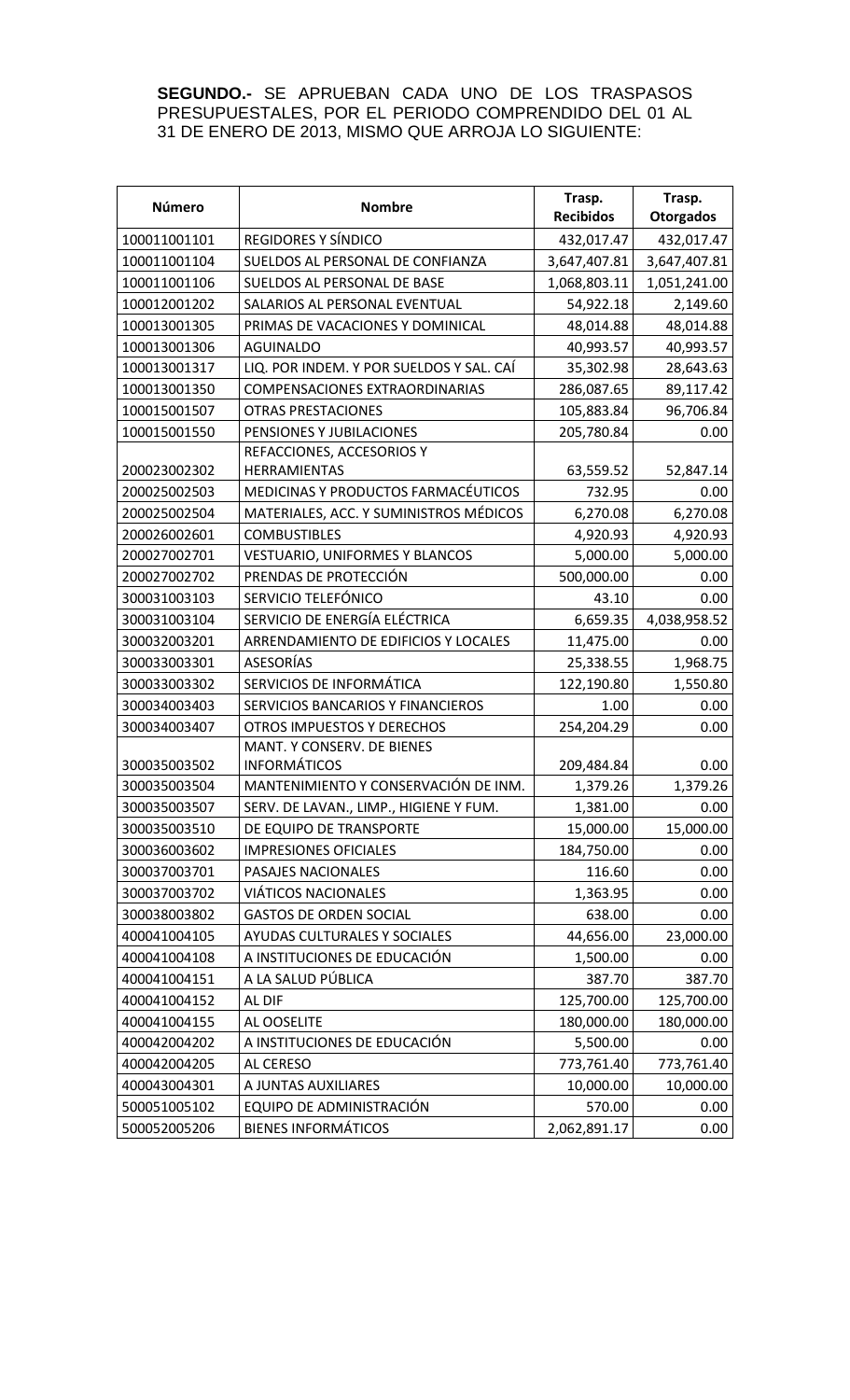**SEGUNDO.-** SE APRUEBAN CADA UNO DE LOS TRASPASOS PRESUPUESTALES, POR EL PERIODO COMPRENDIDO DEL 01 AL 31 DE ENERO DE 2013, MISMO QUE ARROJA LO SIGUIENTE:

| Número | Nombre | Trasp. Recibidos | Trasp. Otorgados |
|---|---|---|---|
| 100011001101 | REGIDORES Y SÍNDICO | 432,017.47 | 432,017.47 |
| 100011001104 | SUELDOS AL PERSONAL DE CONFIANZA | 3,647,407.81 | 3,647,407.81 |
| 100011001106 | SUELDOS AL PERSONAL DE BASE | 1,068,803.11 | 1,051,241.00 |
| 100012001202 | SALARIOS AL PERSONAL EVENTUAL | 54,922.18 | 2,149.60 |
| 100013001305 | PRIMAS DE VACACIONES Y DOMINICAL | 48,014.88 | 48,014.88 |
| 100013001306 | AGUINALDO | 40,993.57 | 40,993.57 |
| 100013001317 | LIQ. POR INDEM. Y POR SUELDOS Y SAL. CAÍ | 35,302.98 | 28,643.63 |
| 100013001350 | COMPENSACIONES EXTRAORDINARIAS | 286,087.65 | 89,117.42 |
| 100015001507 | OTRAS PRESTACIONES | 105,883.84 | 96,706.84 |
| 100015001550 | PENSIONES Y JUBILACIONES | 205,780.84 | 0.00 |
| 200023002302 | REFACCIONES, ACCESORIOS Y HERRAMIENTAS | 63,559.52 | 52,847.14 |
| 200025002503 | MEDICINAS Y PRODUCTOS FARMACÉUTICOS | 732.95 | 0.00 |
| 200025002504 | MATERIALES, ACC. Y SUMINISTROS MÉDICOS | 6,270.08 | 6,270.08 |
| 200026002601 | COMBUSTIBLES | 4,920.93 | 4,920.93 |
| 200027002701 | VESTUARIO, UNIFORMES Y BLANCOS | 5,000.00 | 5,000.00 |
| 200027002702 | PRENDAS DE PROTECCIÓN | 500,000.00 | 0.00 |
| 300031003103 | SERVICIO TELEFÓNICO | 43.10 | 0.00 |
| 300031003104 | SERVICIO DE ENERGÍA ELÉCTRICA | 6,659.35 | 4,038,958.52 |
| 300032003201 | ARRENDAMIENTO DE EDIFICIOS Y LOCALES | 11,475.00 | 0.00 |
| 300033003301 | ASESORÍAS | 25,338.55 | 1,968.75 |
| 300033003302 | SERVICIOS DE INFORMÁTICA | 122,190.80 | 1,550.80 |
| 300034003403 | SERVICIOS BANCARIOS Y FINANCIEROS | 1.00 | 0.00 |
| 300034003407 | OTROS IMPUESTOS Y DERECHOS | 254,204.29 | 0.00 |
| 300035003502 | MANT. Y CONSERV. DE BIENES INFORMÁTICOS | 209,484.84 | 0.00 |
| 300035003504 | MANTENIMIENTO Y CONSERVACIÓN DE INM. | 1,379.26 | 1,379.26 |
| 300035003507 | SERV. DE LAVAN., LIMP., HIGIENE Y FUM. | 1,381.00 | 0.00 |
| 300035003510 | DE EQUIPO DE TRANSPORTE | 15,000.00 | 15,000.00 |
| 300036003602 | IMPRESIONES OFICIALES | 184,750.00 | 0.00 |
| 300037003701 | PASAJES NACIONALES | 116.60 | 0.00 |
| 300037003702 | VIÁTICOS NACIONALES | 1,363.95 | 0.00 |
| 300038003802 | GASTOS DE ORDEN SOCIAL | 638.00 | 0.00 |
| 400041004105 | AYUDAS CULTURALES Y SOCIALES | 44,656.00 | 23,000.00 |
| 400041004108 | A INSTITUCIONES DE EDUCACIÓN | 1,500.00 | 0.00 |
| 400041004151 | A LA SALUD PÚBLICA | 387.70 | 387.70 |
| 400041004152 | AL DIF | 125,700.00 | 125,700.00 |
| 400041004155 | AL OOSELITE | 180,000.00 | 180,000.00 |
| 400042004202 | A INSTITUCIONES DE EDUCACIÓN | 5,500.00 | 0.00 |
| 400042004205 | AL CERESO | 773,761.40 | 773,761.40 |
| 400043004301 | A JUNTAS AUXILIARES | 10,000.00 | 10,000.00 |
| 500051005102 | EQUIPO DE ADMINISTRACIÓN | 570.00 | 0.00 |
| 500052005206 | BIENES INFORMÁTICOS | 2,062,891.17 | 0.00 |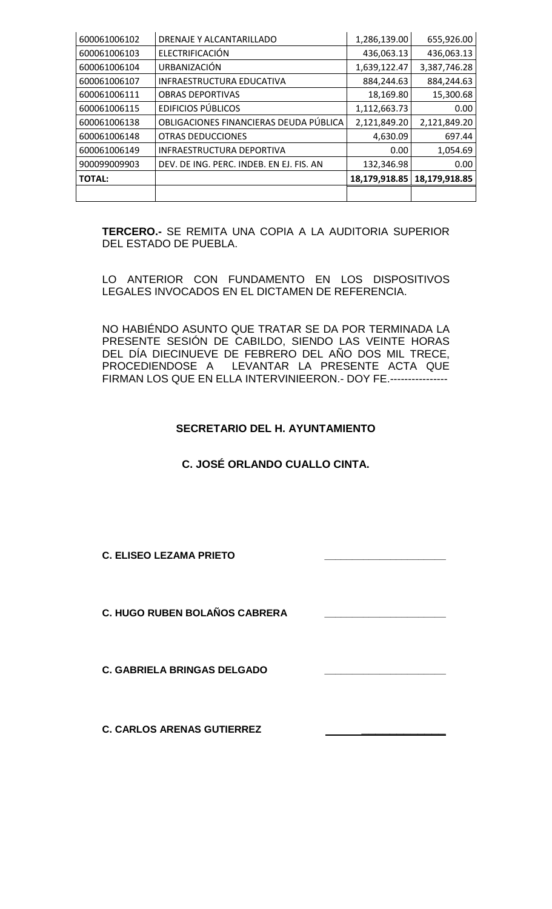| 600061006102 | DRENAJE Y ALCANTARILLADO | 1,286,139.00 | 655,926.00 |
|---|---|---|---|
| 600061006103 | ELECTRIFICACIÓN | 436,063.13 | 436,063.13 |
| 600061006104 | URBANIZACIÓN | 1,639,122.47 | 3,387,746.28 |
| 600061006107 | INFRAESTRUCTURA EDUCATIVA | 884,244.63 | 884,244.63 |
| 600061006111 | OBRAS DEPORTIVAS | 18,169.80 | 15,300.68 |
| 600061006115 | EDIFICIOS PÚBLICOS | 1,112,663.73 | 0.00 |
| 600061006138 | OBLIGACIONES FINANCIERAS DEUDA PÚBLICA | 2,121,849.20 | 2,121,849.20 |
| 600061006148 | OTRAS DEDUCCIONES | 4,630.09 | 697.44 |
| 600061006149 | INFRAESTRUCTURA DEPORTIVA | 0.00 | 1,054.69 |
| 900099009903 | DEV. DE ING. PERC. INDEB. EN EJ. FIS. AN | 132,346.98 | 0.00 |
| **TOTAL:** | | **18,179,918.85** | **18,179,918.85** |
| | | | |

**TERCERO.-** SE REMITA UNA COPIA A LA AUDITORIA SUPERIOR DEL ESTADO DE PUEBLA.

LO ANTERIOR CON FUNDAMENTO EN LOS DISPOSITIVOS LEGALES INVOCADOS EN EL DICTAMEN DE REFERENCIA.

NO HABIÉNDO ASUNTO QUE TRATAR SE DA POR TERMINADA LA PRESENTE SESIÓN DE CABILDO, SIENDO LAS VEINTE HORAS DEL DÍA DIECINUEVE DE FEBRERO DEL AÑO DOS MIL TRECE, PROCEDIENDOSE A LEVANTAR LA PRESENTE ACTA QUE FIRMAN LOS QUE EN ELLA INTERVINIEERON.- DOY FE.----------------

**SECRETARIO DEL H. AYUNTAMIENTO**

**C. JOSÉ ORLANDO CUALLO CINTA.**

**C. ELISEO LEZAMA PRIETO** _____________________

**C. HUGO RUBEN BOLAÑOS CABRERA** _____________________

**C. GABRIELA BRINGAS DELGADO** _____________________

**C. CARLOS ARENAS GUTIERREZ** _____________________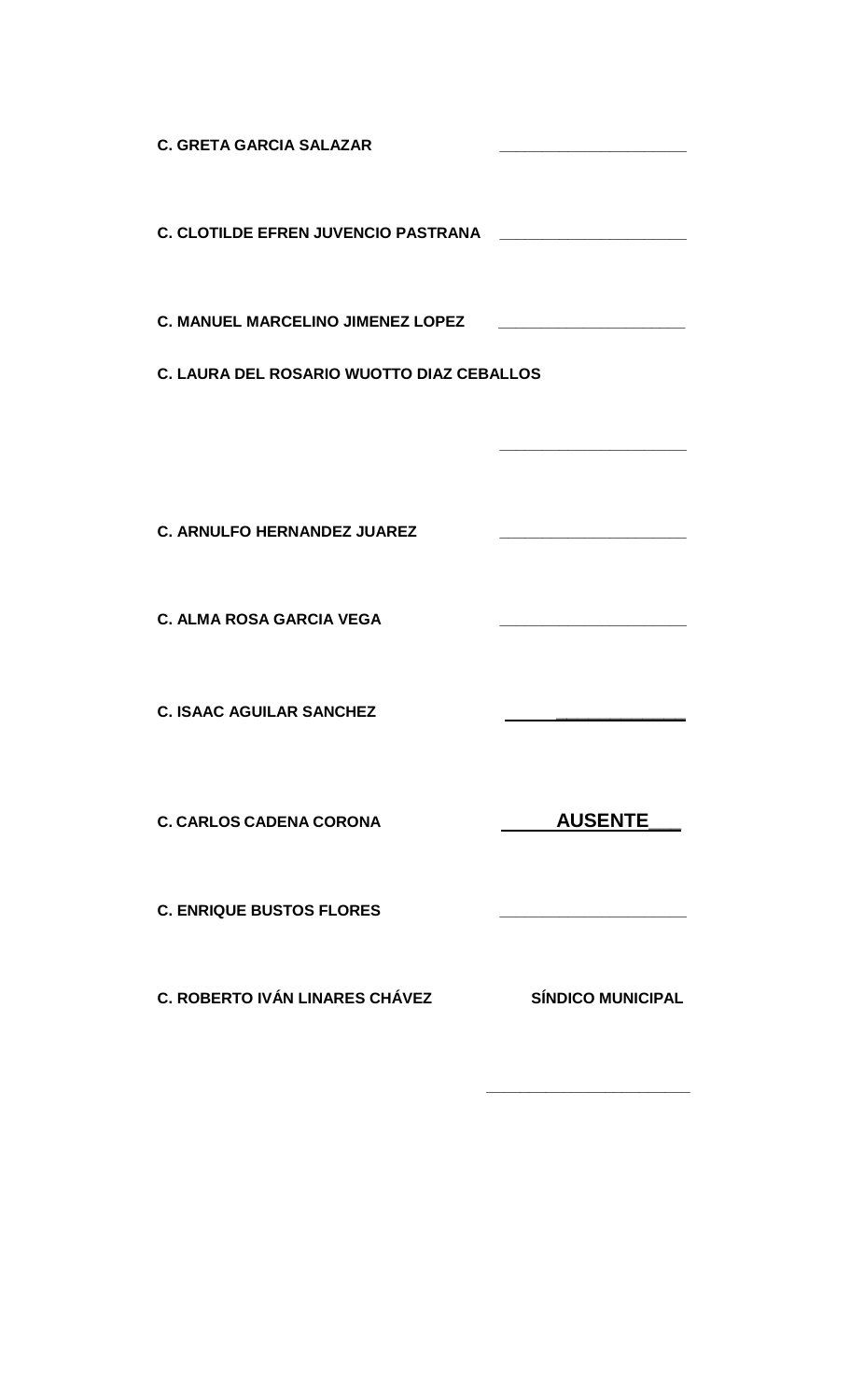**C. GRETA GARCIA SALAZAR** \_\_\_\_\_\_\_\_\_\_\_\_\_\_\_\_\_\_\_\_\_\_

**C. CLOTILDE EFREN JUVENCIO PASTRANA** \_\_\_\_\_\_\_\_\_\_\_\_\_\_\_\_\_\_\_\_\_\_

**C. MANUEL MARCELINO JIMENEZ LOPEZ** \_\_\_\_\_\_\_\_\_\_\_\_\_\_\_\_\_\_\_\_\_\_

**C. LAURA DEL ROSARIO WUOTTO DIAZ CEBALLOS**

\_\_\_\_\_\_\_\_\_\_\_\_\_\_\_\_\_\_\_\_\_\_

**C. ARNULFO HERNANDEZ JUAREZ** \_\_\_\_\_\_\_\_\_\_\_\_\_\_\_\_\_\_\_\_\_\_

**C. ALMA ROSA GARCIA VEGA** \_\_\_\_\_\_\_\_\_\_\_\_\_\_\_\_\_\_\_\_\_\_

**C. ISAAC AGUILAR SANCHEZ** \_\_\_\_\_\_\_\_\_\_\_\_\_\_\_\_\_\_\_\_\_\_

**C. CARLOS CADENA CORONA** **AUSENTE**

**C. ENRIQUE BUSTOS FLORES** \_\_\_\_\_\_\_\_\_\_\_\_\_\_\_\_\_\_\_\_\_\_

**C. ROBERTO IVÁN LINARES CHÁVEZ** **SÍNDICO MUNICIPAL**

\_\_\_\_\_\_\_\_\_\_\_\_\_\_\_\_\_\_\_\_\_\_